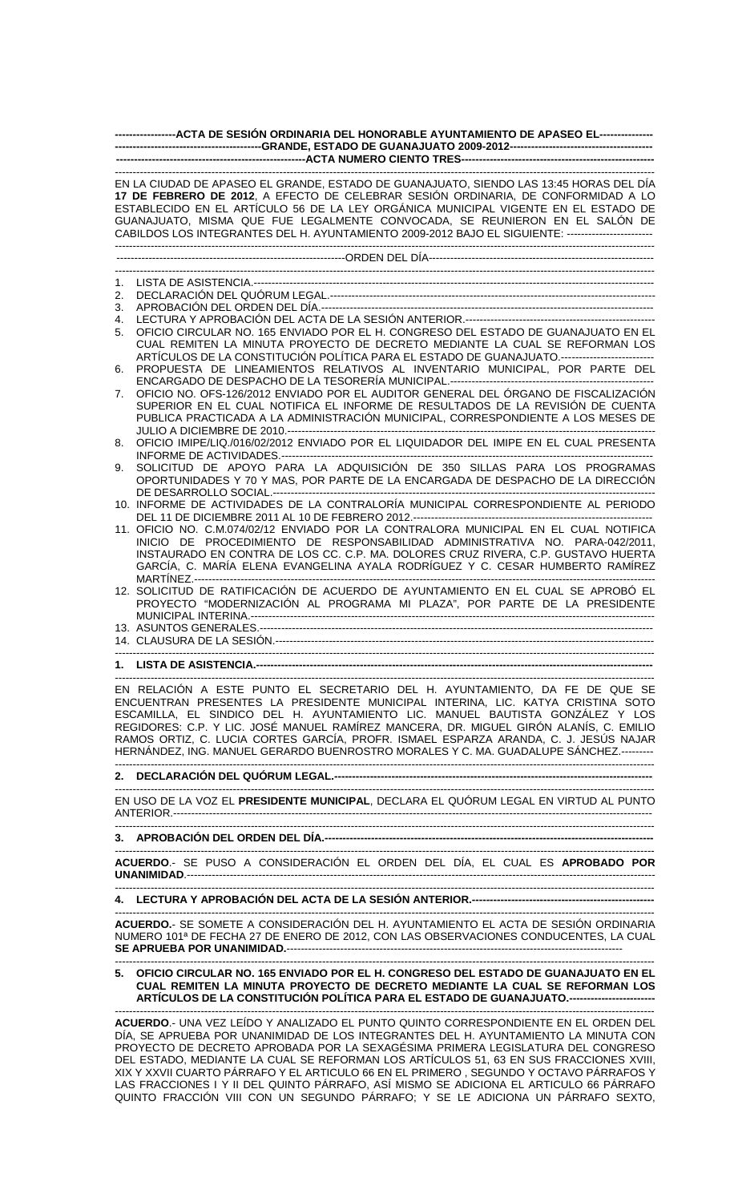**ACTA DE SESIÓN ORDINARIA DEL HONORABLE AYUNTAMIENTO DE APASEO EL GRANDE, ESTADO DE GUANAJUATO 2009-2012**

**ACTA NUMERO CIENTO TRES**

EN LA CIUDAD DE APASEO EL GRANDE, ESTADO DE GUANAJUATO, SIENDO LAS 13:45 HORAS DEL DÍA **17 DE FEBRERO DE 2012**, A EFECTO DE CELEBRAR SESIÓN ORDINARIA, DE CONFORMIDAD A LO ESTABLECIDO EN EL ARTÍCULO 56 DE LA LEY ORGÁNICA MUNICIPAL VIGENTE EN EL ESTADO DE GUANAJUATO, MISMA QUE FUE LEGALMENTE CONVOCADA, SE REUNIERON EN EL SALÓN DE CABILDOS LOS INTEGRANTES DEL H. AYUNTAMIENTO 2009-2012 BAJO EL SIGUIENTE:

ORDEN DEL DÍA

1. LISTA DE ASISTENCIA.
2. DECLARACIÓN DEL QUÓRUM LEGAL.
3. APROBACIÓN DEL ORDEN DEL DÍA.
4. LECTURA Y APROBACIÓN DEL ACTA DE LA SESIÓN ANTERIOR.
5. OFICIO CIRCULAR NO. 165 ENVIADO POR EL H. CONGRESO DEL ESTADO DE GUANAJUATO EN EL CUAL REMITEN LA MINUTA PROYECTO DE DECRETO MEDIANTE LA CUAL SE REFORMAN LOS ARTÍCULOS DE LA CONSTITUCIÓN POLÍTICA PARA EL ESTADO DE GUANAJUATO.
6. PROPUESTA DE LINEAMIENTOS RELATIVOS AL INVENTARIO MUNICIPAL, POR PARTE DEL ENCARGADO DE DESPACHO DE LA TESORERÍA MUNICIPAL.
7. OFICIO NO. OFS-126/2012 ENVIADO POR EL AUDITOR GENERAL DEL ÓRGANO DE FISCALIZACIÓN SUPERIOR EN EL CUAL NOTIFICA EL INFORME DE RESULTADOS DE LA REVISIÓN DE CUENTA PUBLICA PRACTICADA A LA ADMINISTRACIÓN MUNICIPAL, CORRESPONDIENTE A LOS MESES DE JULIO A DICIEMBRE DE 2010.
8. OFICIO IMIPE/LIQ./016/02/2012 ENVIADO POR EL LIQUIDADOR DEL IMIPE EN EL CUAL PRESENTA INFORME DE ACTIVIDADES.
9. SOLICITUD DE APOYO PARA LA ADQUISICIÓN DE 350 SILLAS PARA LOS PROGRAMAS OPORTUNIDADES Y 70 Y MAS, POR PARTE DE LA ENCARGADA DE DESPACHO DE LA DIRECCIÓN DE DESARROLLO SOCIAL.
10. INFORME DE ACTIVIDADES DE LA CONTRALORÍA MUNICIPAL CORRESPONDIENTE AL PERIODO DEL 11 DE DICIEMBRE 2011 AL 10 DE FEBRERO 2012.
11. OFICIO NO. C.M.074/02/12 ENVIADO POR LA CONTRALORA MUNICIPAL EN EL CUAL NOTIFICA INICIO DE PROCEDIMIENTO DE RESPONSABILIDAD ADMINISTRATIVA NO. PARA-042/2011, INSTAURADO EN CONTRA DE LOS CC. C.P. MA. DOLORES CRUZ RIVERA, C.P. GUSTAVO HUERTA GARCÍA, C. MARÍA ELENA EVANGELINA AYALA RODRÍGUEZ Y C. CESAR HUMBERTO RAMÍREZ MARTÍNEZ.
12. SOLICITUD DE RATIFICACIÓN DE ACUERDO DE AYUNTAMIENTO EN EL CUAL SE APROBÓ EL PROYECTO "MODERNIZACIÓN AL PROGRAMA MI PLAZA", POR PARTE DE LA PRESIDENTE MUNICIPAL INTERINA.
13. ASUNTOS GENERALES.
14. CLAUSURA DE LA SESIÓN.

**1. LISTA DE ASISTENCIA.**

EN RELACIÓN A ESTE PUNTO EL SECRETARIO DEL H. AYUNTAMIENTO, DA FE DE QUE SE ENCUENTRAN PRESENTES LA PRESIDENTE MUNICIPAL INTERINA, LIC. KATYA CRISTINA SOTO ESCAMILLA, EL SINDICO DEL H. AYUNTAMIENTO LIC. MANUEL BAUTISTA GONZÁLEZ Y LOS REGIDORES: C.P. Y LIC. JOSÉ MANUEL RAMÍREZ MANCERA, DR. MIGUEL GIRÓN ALANÍS, C. EMILIO RAMOS ORTIZ, C. LUCIA CORTES GARCÍA, PROFR. ISMAEL ESPARZA ARANDA, C. J. JESÚS NAJAR HERNÁNDEZ, ING. MANUEL GERARDO BUENROSTRO MORALES Y C. MA. GUADALUPE SÁNCHEZ.

**2. DECLARACIÓN DEL QUÓRUM LEGAL.**

EN USO DE LA VOZ EL **PRESIDENTE MUNICIPAL**, DECLARA EL QUÓRUM LEGAL EN VIRTUD AL PUNTO ANTERIOR.

**3. APROBACIÓN DEL ORDEN DEL DÍA.**

**ACUERDO**.- SE PUSO A CONSIDERACIÓN EL ORDEN DEL DÍA, EL CUAL ES **APROBADO POR UNANIMIDAD**.

**4. LECTURA Y APROBACIÓN DEL ACTA DE LA SESIÓN ANTERIOR.**

**ACUERDO.**- SE SOMETE A CONSIDERACIÓN DEL H. AYUNTAMIENTO EL ACTA DE SESIÓN ORDINARIA NUMERO 101ª DE FECHA 27 DE ENERO DE 2012, CON LAS OBSERVACIONES CONDUCENTES, LA CUAL **SE APRUEBA POR UNANIMIDAD.**

**5. OFICIO CIRCULAR NO. 165 ENVIADO POR EL H. CONGRESO DEL ESTADO DE GUANAJUATO EN EL CUAL REMITEN LA MINUTA PROYECTO DE DECRETO MEDIANTE LA CUAL SE REFORMAN LOS ARTÍCULOS DE LA CONSTITUCIÓN POLÍTICA PARA EL ESTADO DE GUANAJUATO.**

**ACUERDO**.- UNA VEZ LEÍDO Y ANALIZADO EL PUNTO QUINTO CORRESPONDIENTE EN EL ORDEN DEL DÍA, SE APRUEBA POR UNANIMIDAD DE LOS INTEGRANTES DEL H. AYUNTAMIENTO LA MINUTA CON PROYECTO DE DECRETO APROBADA POR LA SEXAGÉSIMA PRIMERA LEGISLATURA DEL CONGRESO DEL ESTADO, MEDIANTE LA CUAL SE REFORMAN LOS ARTÍCULOS 51, 63 EN SUS FRACCIONES XVIII, XIX Y XXVII CUARTO PÁRRAFO Y EL ARTICULO 66 EN EL PRIMERO , SEGUNDO Y OCTAVO PÁRRAFOS Y LAS FRACCIONES I Y II DEL QUINTO PÁRRAFO, ASÍ MISMO SE ADICIONA EL ARTICULO 66 PÁRRAFO QUINTO FRACCIÓN VIII CON UN SEGUNDO PÁRRAFO; Y SE LE ADICIONA UN PÁRRAFO SEXTO,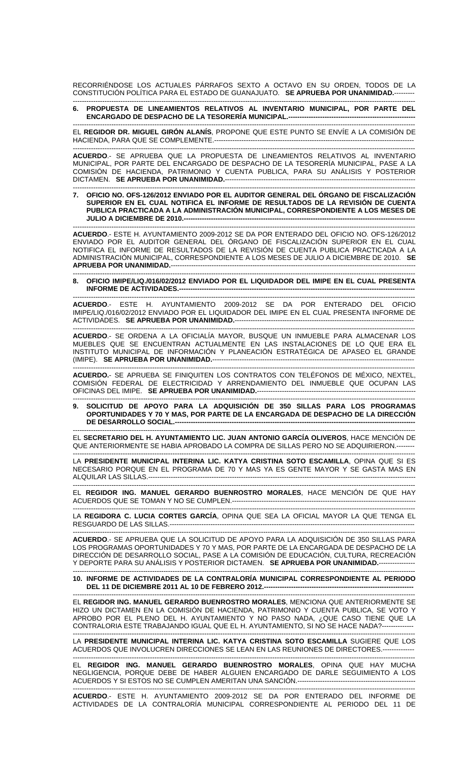RECORRIÉNDOSE LOS ACTUALES PÁRRAFOS SEXTO A OCTAVO EN SU ORDEN, TODOS DE LA CONSTITUCIÓN POLÍTICA PARA EL ESTADO DE GUANAJUATO. **SE APRUEBA POR UNANIMIDAD.**---------

---

**6. PROPUESTA DE LINEAMIENTOS RELATIVOS AL INVENTARIO MUNICIPAL, POR PARTE DEL ENCARGADO DE DESPACHO DE LA TESORERÍA MUNICIPAL.-------------------------------------------------------**

---

EL **REGIDOR DR. MIGUEL GIRÓN ALANÍS**, PROPONE QUE ESTE PUNTO SE ENVÍE A LA COMISIÓN DE HACIENDA, PARA QUE SE COMPLEMENTE.-------------------------------------------------------------------------------------------

---

**ACUERDO**.- SE APRUEBA QUE LA PROPUESTA DE LINEAMIENTOS RELATIVOS AL INVENTARIO MUNICIPAL, POR PARTE DEL ENCARGADO DE DESPACHO DE LA TESORERÍA MUNICIPAL, PASE A LA COMISIÓN DE HACIENDA, PATRIMONIO Y CUENTA PUBLICA, PARA SU ANÁLISIS Y POSTERIOR DICTAMEN. **SE APRUEBA POR UNANIMIDAD.**----------------------------------------------------------------------------

---

**7. OFICIO NO. OFS-126/2012 ENVIADO POR EL AUDITOR GENERAL DEL ÓRGANO DE FISCALIZACIÓN SUPERIOR EN EL CUAL NOTIFICA EL INFORME DE RESULTADOS DE LA REVISIÓN DE CUENTA PUBLICA PRACTICADA A LA ADMINISTRACIÓN MUNICIPAL, CORRESPONDIENTE A LOS MESES DE JULIO A DICIEMBRE DE 2010.-----------------------------------------------------------------------------------------------------**

---

**ACUERDO**.- ESTE H. AYUNTAMIENTO 2009-2012 SE DA POR ENTERADO DEL OFICIO NO. OFS-126/2012 ENVIADO POR EL AUDITOR GENERAL DEL ÓRGANO DE FISCALIZACIÓN SUPERIOR EN EL CUAL NOTIFICA EL INFORME DE RESULTADOS DE LA REVISIÓN DE CUENTA PUBLICA PRACTICADA A LA ADMINISTRACIÓN MUNICIPAL, CORRESPONDIENTE A LOS MESES DE JULIO A DICIEMBRE DE 2010. **SE APRUEBA POR UNANIMIDAD.**--------------------------------------------------------------------------------------------------------

---

**8. OFICIO IMIPE/LIQ./016/02/2012 ENVIADO POR EL LIQUIDADOR DEL IMIPE EN EL CUAL PRESENTA INFORME DE ACTIVIDADES.------------------------------------------------------------------------------------------------------**

---

**ACUERDO**.- ESTE H. AYUNTAMIENTO 2009-2012 SE DA POR ENTERADO DEL OFICIO IMIPE/LIQ./016/02/2012 ENVIADO POR EL LIQUIDADOR DEL IMIPE EN EL CUAL PRESENTA INFORME DE ACTIVIDADES. **SE APRUEBA POR UNANIMIDAD.**-------------------------------------------------------------------------

---

**ACUERDO**.- SE ORDENA A LA OFICIALÍA MAYOR, BUSQUE UN INMUEBLE PARA ALMACENAR LOS MUEBLES QUE SE ENCUENTRAN ACTUALMENTE EN LAS INSTALACIONES DE LO QUE ERA EL INSTITUTO MUNICIPAL DE INFORMACIÓN Y PLANEACIÓN ESTRATÉGICA DE APASEO EL GRANDE (IMIPE). **SE APRUEBA POR UNANIMIDAD.**--------------------------------------------------------------------------------

---

**ACUERDO.**- SE APRUEBA SE FINIQUITEN LOS CONTRATOS CON TELÉFONOS DE MÉXICO, NEXTEL, COMISIÓN FEDERAL DE ELECTRICIDAD Y ARRENDAMIENTO DEL INMUEBLE QUE OCUPAN LAS OFICINAS DEL IMIPE. **SE APRUEBA POR UNANIMIDAD.**---------------------------------------------------------------------

---

**9. SOLICITUD DE APOYO PARA LA ADQUISICIÓN DE 350 SILLAS PARA LOS PROGRAMAS OPORTUNIDADES Y 70 Y MAS, POR PARTE DE LA ENCARGADA DE DESPACHO DE LA DIRECCIÓN DE DESARROLLO SOCIAL.-----------------------------------------------------------------------------------------------------------**

---

EL **SECRETARIO DEL H. AYUNTAMIENTO LIC. JUAN ANTONIO GARCÍA OLIVEROS**, HACE MENCIÓN DE QUE ANTERIORMENTE SE HABIA APROBADO LA COMPRA DE SILLAS PERO NO SE ADQUIRIERON.--------

---

LA **PRESIDENTE MUNICIPAL INTERINA LIC. KATYA CRISTINA SOTO ESCAMILLA**, OPINA QUE SI ES NECESARIO PORQUE EN EL PROGRAMA DE 70 Y MAS YA ES GENTE MAYOR Y SE GASTA MAS EN ALQUILAR LAS SILLAS.-----------------------------------------------------------------------------------------------------------------

---

EL **REGIDOR ING. MANUEL GERARDO BUENROSTRO MORALES**, HACE MENCIÓN DE QUE HAY ACUERDOS QUE SE TOMAN Y NO SE CUMPLEN.-----------------------------------------------------------------------------------

---

LA **REGIDORA C. LUCIA CORTES GARCÍA**, OPINA QUE SEA LA OFICIAL MAYOR LA QUE TENGA EL RESGUARDO DE LAS SILLAS.-----------------------------------------------------------------------------------------------------

---

**ACUERDO**.- SE APRUEBA QUE LA SOLICITUD DE APOYO PARA LA ADQUISICIÓN DE 350 SILLAS PARA LOS PROGRAMAS OPORTUNIDADES Y 70 Y MAS, POR PARTE DE LA ENCARGADA DE DESPACHO DE LA DIRECCIÓN DE DESARROLLO SOCIAL, PASE A LA COMISIÓN DE EDUCACIÓN, CULTURA, RECREACIÓN Y DEPORTE PARA SU ANÁLISIS Y POSTERIOR DICTAMEN. **SE APRUEBA POR UNANIMIDAD.**----------------

---

**10. INFORME DE ACTIVIDADES DE LA CONTRALORÍA MUNICIPAL CORRESPONDIENTE AL PERIODO DEL 11 DE DICIEMBRE 2011 AL 10 DE FEBRERO 2012.------------------------------------------------------------------**

---

EL **REGIDOR ING. MANUEL GERARDO BUENROSTRO MORALES**, MENCIONA QUE ANTERIORMENTE SE HIZO UN DICTAMEN EN LA COMISIÓN DE HACIENDA, PATRIMONIO Y CUENTA PUBLICA, SE VOTO Y APROBO POR EL PLENO DEL H. AYUNTAMIENTO Y NO PASO NADA, ¿QUE CASO TIENE QUE LA CONTRALORIA ESTE TRABAJANDO IGUAL QUE EL H. AYUNTAMIENTO, SI NO SE HACE NADA?--------------

---

LA **PRESIDENTE MUNICIPAL INTERINA LIC. KATYA CRISTINA SOTO ESCAMILLA** SUGIERE QUE LOS ACUERDOS QUE INVOLUCREN DIRECCIONES SE LEAN EN LAS REUNIONES DE DIRECTORES.--------------

---

EL **REGIDOR ING. MANUEL GERARDO BUENROSTRO MORALES**, OPINA QUE HAY MUCHA NEGLIGENCIA, PORQUE DEBE DE HABER ALGUIEN ENCARGADO DE DARLE SEGUIMIENTO A LOS ACUERDOS Y SI ESTOS NO SE CUMPLEN AMERITAN UNA SANCIÓN.--------------------------------------------------

---

**ACUERDO**.- ESTE H. AYUNTAMIENTO 2009-2012 SE DA POR ENTERADO DEL INFORME DE ACTIVIDADES DE LA CONTRALORÍA MUNICIPAL CORRESPONDIENTE AL PERIODO DEL 11 DE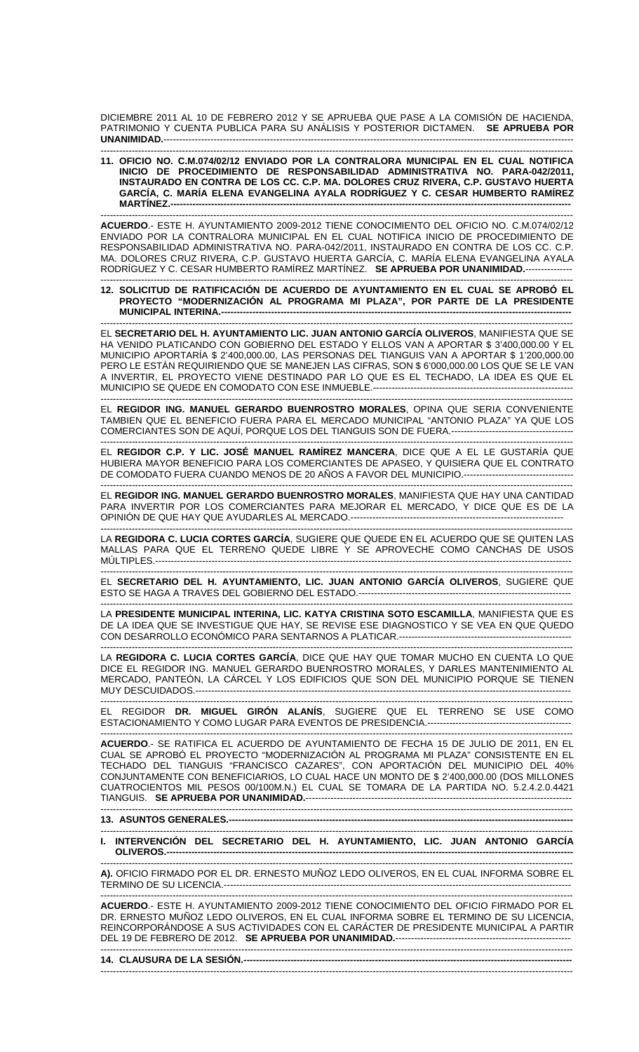DICIEMBRE 2011 AL 10 DE FEBRERO 2012 Y SE APRUEBA QUE PASE A LA COMISIÓN DE HACIENDA, PATRIMONIO Y CUENTA PUBLICA PARA SU ANÁLISIS Y POSTERIOR DICTAMEN. **SE APRUEBA POR UNANIMIDAD.**-----------------------------------------------------------------------------------------------------------------------

---

**11. OFICIO NO. C.M.074/02/12 ENVIADO POR LA CONTRALORA MUNICIPAL EN EL CUAL NOTIFICA INICIO DE PROCEDIMIENTO DE RESPONSABILIDAD ADMINISTRATIVA NO. PARA-042/2011, INSTAURADO EN CONTRA DE LOS CC. C.P. MA. DOLORES CRUZ RIVERA, C.P. GUSTAVO HUERTA GARCÍA, C. MARÍA ELENA EVANGELINA AYALA RODRÍGUEZ Y C. CESAR HUMBERTO RAMÍREZ MARTÍNEZ.**-----------------------------------------------------------------------------------------------------------------

---

**ACUERDO**.- ESTE H. AYUNTAMIENTO 2009-2012 TIENE CONOCIMIENTO DEL OFICIO NO. C.M.074/02/12 ENVIADO POR LA CONTRALORA MUNICIPAL EN EL CUAL NOTIFICA INICIO DE PROCEDIMIENTO DE RESPONSABILIDAD ADMINISTRATIVA NO. PARA-042/2011, INSTAURADO EN CONTRA DE LOS CC. C.P. MA. DOLORES CRUZ RIVERA, C.P. GUSTAVO HUERTA GARCÍA, C. MARÍA ELENA EVANGELINA AYALA RODRÍGUEZ Y C. CESAR HUMBERTO RAMÍREZ MARTÍNEZ. **SE APRUEBA POR UNANIMIDAD.**---------------

---

**12. SOLICITUD DE RATIFICACIÓN DE ACUERDO DE AYUNTAMIENTO EN EL CUAL SE APROBÓ EL PROYECTO "MODERNIZACIÓN AL PROGRAMA MI PLAZA", POR PARTE DE LA PRESIDENTE MUNICIPAL INTERINA.**--------------------------------------------------------------------------------------------------------------

---

EL **SECRETARIO DEL H. AYUNTAMIENTO LIC. JUAN ANTONIO GARCÍA OLIVEROS**, MANIFIESTA QUE SE HA VENIDO PLATICANDO CON GOBIERNO DEL ESTADO Y ELLOS VAN A APORTAR $ 3'400,000.00 Y EL MUNICIPIO APORTARÍA $ 2'400,000.00, LAS PERSONAS DEL TIANGUIS VAN A APORTAR $ 1'200,000.00 PERO LE ESTÁN REQUIRIENDO QUE SE MANEJEN LAS CIFRAS, SON $ 6'000,000.00 LOS QUE SE LE VAN A INVERTIR, EL PROYECTO VIENE DESTINADO PAR LO QUE ES EL TECHADO, LA IDEA ES QUE EL MUNICIPIO SE QUEDE EN COMODATO CON ESE INMUEBLE.-----------------------------------------------------------------

---

EL **REGIDOR ING. MANUEL GERARDO BUENROSTRO MORALES**, OPINA QUE SERIA CONVENIENTE TAMBIEN QUE EL BENEFICIO FUERA PARA EL MERCADO MUNICIPAL "ANTONIO PLAZA" YA QUE LOS COMERCIANTES SON DE AQUÍ, PORQUE LOS DEL TIANGUIS SON DE FUERA.------------------------------------------

---

EL **REGIDOR C.P. Y LIC. JOSÉ MANUEL RAMÍREZ MANCERA**, DICE QUE A EL LE GUSTARÍA QUE HUBIERA MAYOR BENEFICIO PARA LOS COMERCIANTES DE APASEO, Y QUISIERA QUE EL CONTRATO DE COMODATO FUERA CUANDO MENOS DE 20 AÑOS A FAVOR DEL MUNICIPIO.-----------------------------------

---

EL **REGIDOR ING. MANUEL GERARDO BUENROSTRO MORALES**, MANIFIESTA QUE HAY UNA CANTIDAD PARA INVERTIR POR LOS COMERCIANTES PARA MEJORAR EL MERCADO, Y DICE QUE ES DE LA OPINIÓN DE QUE HAY QUE AYUDARLES AL MERCADO.---------------------------------------------------------------------

---

LA **REGIDORA C. LUCIA CORTES GARCÍA**, SUGIERE QUE QUEDE EN EL ACUERDO QUE SE QUITEN LAS MALLAS PARA QUE EL TERRENO QUEDE LIBRE Y SE APROVECHE COMO CANCHAS DE USOS MÚLTIPLES.----------------------------------------------------------------------------------------------------------------------------

---

EL **SECRETARIO DEL H. AYUNTAMIENTO, LIC. JUAN ANTONIO GARCÍA OLIVEROS**, SUGIERE QUE ESTO SE HAGA A TRAVES DEL GOBIERNO DEL ESTADO.---------------------------------------------------------------------

---

LA **PRESIDENTE MUNICIPAL INTERINA, LIC. KATYA CRISTINA SOTO ESCAMILLA**, MANIFIESTA QUE ES DE LA IDEA QUE SE INVESTIGUE QUE HAY, SE REVISE ESE DIAGNOSTICO Y SE VEA EN QUE QUEDO CON DESARROLLO ECONÓMICO PARA SENTARNOS A PLATICAR.----------------------------------------------------------

---

LA **REGIDORA C. LUCIA CORTES GARCÍA**, DICE QUE HAY QUE TOMAR MUCHO EN CUENTA LO QUE DICE EL REGIDOR ING. MANUEL GERARDO BUENROSTRO MORALES, Y DARLES MANTENIMIENTO AL MERCADO, PANTEÓN, LA CÁRCEL Y LOS EDIFICIOS QUE SON DEL MUNICIPIO PORQUE SE TIENEN MUY DESCUIDADOS.-----------------------------------------------------------------------------------------------------------------

---

EL REGIDOR **DR. MIGUEL GIRÓN ALANÍS**, SUGIERE QUE EL TERRENO SE USE COMO ESTACIONAMIENTO Y COMO LUGAR PARA EVENTOS DE PRESIDENCIA.--------------------------------------------

---

**ACUERDO**.- SE RATIFICA EL ACUERDO DE AYUNTAMIENTO DE FECHA 15 DE JULIO DE 2011, EN EL CUAL SE APROBÓ EL PROYECTO "MODERNIZACIÓN AL PROGRAMA MI PLAZA" CONSISTENTE EN EL TECHADO DEL TIANGUIS "FRANCISCO CAZARES", CON APORTACIÓN DEL MUNICIPIO DEL 40% CONJUNTAMENTE CON BENEFICIARIOS, LO CUAL HACE UN MONTO DE $ 2'400,000.00 (DOS MILLONES CUATROCIENTOS MIL PESOS 00/100M.N.) EL CUAL SE TOMARA DE LA PARTIDA NO. 5.2.4.2.0.4421 TIANGUIS. **SE APRUEBA POR UNANIMIDAD.**---------------------------------------------------------------------------------

---

**13. ASUNTOS GENERALES.**-----------------------------------------------------------------------------------------------------

---

**I. INTERVENCIÓN DEL SECRETARIO DEL H. AYUNTAMIENTO, LIC. JUAN ANTONIO GARCÍA OLIVEROS.**-------------------------------------------------------------------------------------------------------------------

---

**A).** OFICIO FIRMADO POR EL DR. ERNESTO MUÑOZ LEDO OLIVEROS, EN EL CUAL INFORMA SOBRE EL TERMINO DE SU LICENCIA.------------------------------------------------------------------------------------------------

---

**ACUERDO**.- ESTE H. AYUNTAMIENTO 2009-2012 TIENE CONOCIMIENTO DEL OFICIO FIRMADO POR EL DR. ERNESTO MUÑOZ LEDO OLIVEROS, EN EL CUAL INFORMA SOBRE EL TERMINO DE SU LICENCIA, REINCORPORÁNDOSE A SUS ACTIVIDADES CON EL CARÁCTER DE PRESIDENTE MUNICIPAL A PARTIR DEL 19 DE FEBRERO DE 2012. **SE APRUEBA POR UNANIMIDAD.**-----------------------------------------------------

---

**14. CLAUSURA DE LA SESIÓN.**-----------------------------------------------------------------------------------------------

---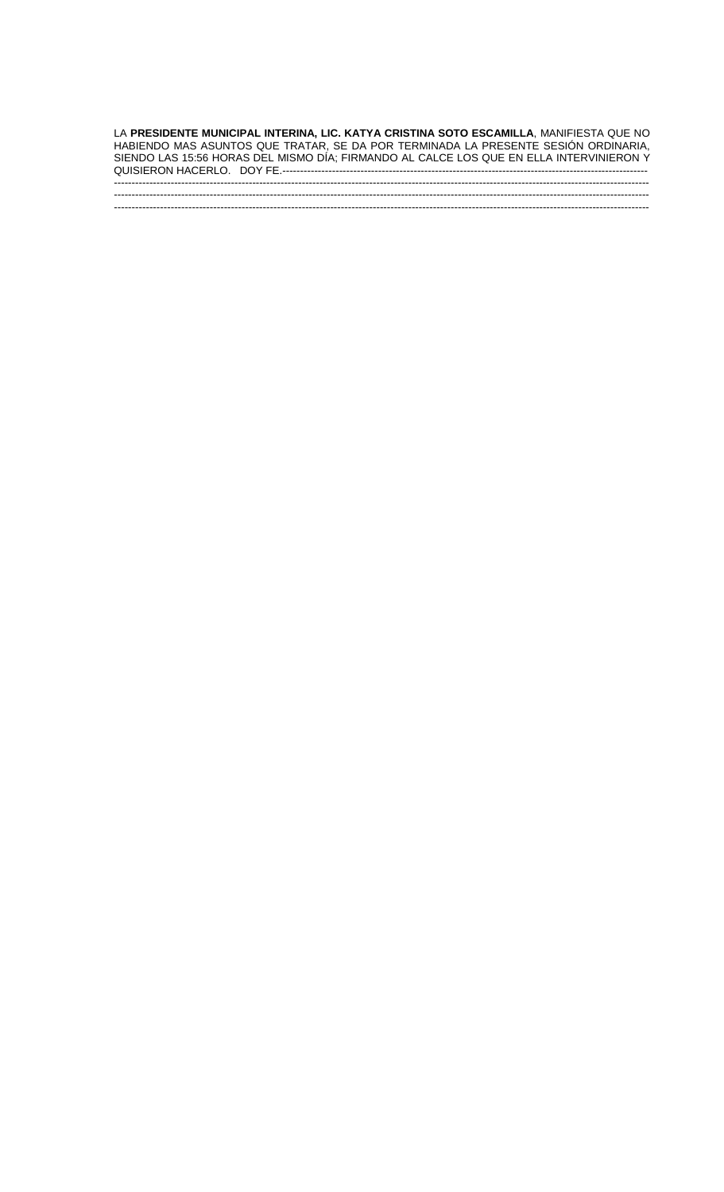LA **PRESIDENTE MUNICIPAL INTERINA, LIC. KATYA CRISTINA SOTO ESCAMILLA**, MANIFIESTA QUE NO HABIENDO MAS ASUNTOS QUE TRATAR, SE DA POR TERMINADA LA PRESENTE SESIÓN ORDINARIA, SIENDO LAS 15:56 HORAS DEL MISMO DÍA; FIRMANDO AL CALCE LOS QUE EN ELLA INTERVINIERON Y QUISIERON HACERLO. DOY FE.-----------------------------------------------------------------------------------------------------------
-------------------------------------------------------------------------------------------------------------------------------------------------
-------------------------------------------------------------------------------------------------------------------------------------------------
-------------------------------------------------------------------------------------------------------------------------------------------------